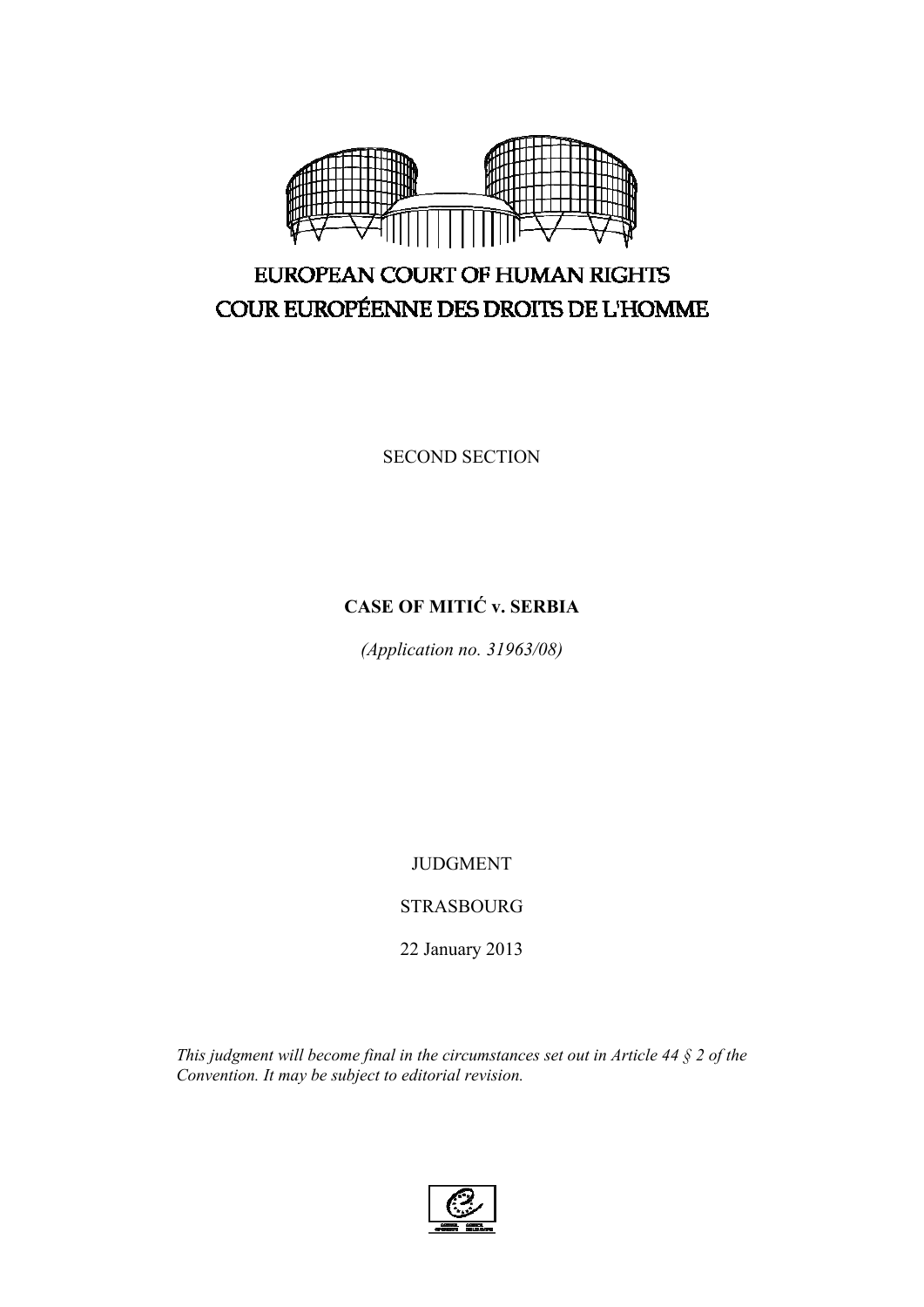EUROPEAN COURT OF HUMAN RIGHTS

COUR EUROPÉENNE DES DROITS DE L'HOMME

SECOND SECTION

**CASE OF MITIĆ v. SERBIA**

*(Application no. 31963/08)*

JUDGMENT

STRASBOURG

22 January 2013

*This judgment will become final in the circumstances set out in Article 44 § 2 of the Convention. It may be subject to editorial revision.*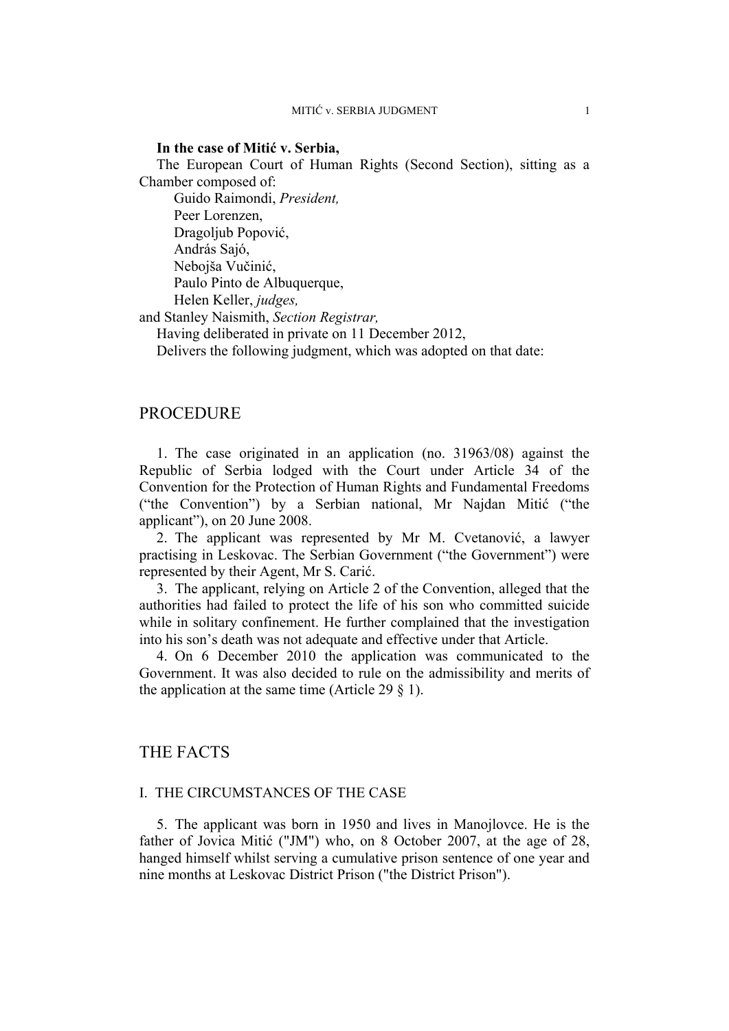**In the case of Mitić v. Serbia,**

The European Court of Human Rights (Second Section), sitting as a Chamber composed of:

Guido Raimondi, *President,*
Peer Lorenzen,
Dragoljub Popović,
András Sajó,
Nebojša Vučinić,
Paulo Pinto de Albuquerque,
Helen Keller, *judges,*
and Stanley Naismith, *Section Registrar,*

Having deliberated in private on 11 December 2012,

Delivers the following judgment, which was adopted on that date:

# PROCEDURE

1. The case originated in an application (no. 31963/08) against the Republic of Serbia lodged with the Court under Article 34 of the Convention for the Protection of Human Rights and Fundamental Freedoms ("the Convention") by a Serbian national, Mr Najdan Mitić ("the applicant"), on 20 June 2008.

2. The applicant was represented by Mr M. Cvetanović, a lawyer practising in Leskovac. The Serbian Government ("the Government") were represented by their Agent, Mr S. Carić.

3. The applicant, relying on Article 2 of the Convention, alleged that the authorities had failed to protect the life of his son who committed suicide while in solitary confinement. He further complained that the investigation into his son's death was not adequate and effective under that Article.

4. On 6 December 2010 the application was communicated to the Government. It was also decided to rule on the admissibility and merits of the application at the same time (Article 29 § 1).

# THE FACTS

## I. THE CIRCUMSTANCES OF THE CASE

5. The applicant was born in 1950 and lives in Manojlovce. He is the father of Jovica Mitić ("JM") who, on 8 October 2007, at the age of 28, hanged himself whilst serving a cumulative prison sentence of one year and nine months at Leskovac District Prison ("the District Prison").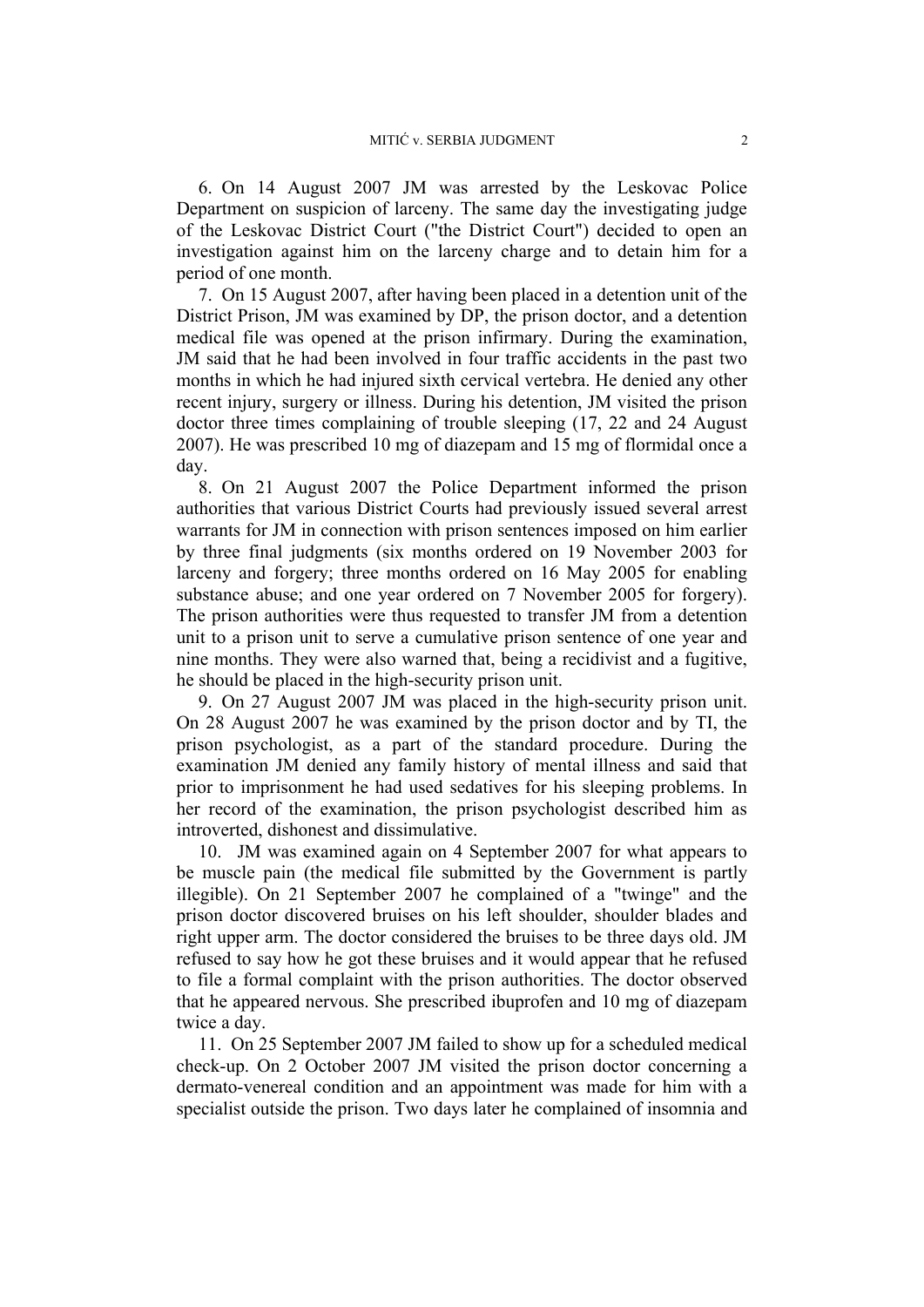6. On 14 August 2007 JM was arrested by the Leskovac Police Department on suspicion of larceny. The same day the investigating judge of the Leskovac District Court ("the District Court") decided to open an investigation against him on the larceny charge and to detain him for a period of one month.

7. On 15 August 2007, after having been placed in a detention unit of the District Prison, JM was examined by DP, the prison doctor, and a detention medical file was opened at the prison infirmary. During the examination, JM said that he had been involved in four traffic accidents in the past two months in which he had injured sixth cervical vertebra. He denied any other recent injury, surgery or illness. During his detention, JM visited the prison doctor three times complaining of trouble sleeping (17, 22 and 24 August 2007). He was prescribed 10 mg of diazepam and 15 mg of flormidal once a day.

8. On 21 August 2007 the Police Department informed the prison authorities that various District Courts had previously issued several arrest warrants for JM in connection with prison sentences imposed on him earlier by three final judgments (six months ordered on 19 November 2003 for larceny and forgery; three months ordered on 16 May 2005 for enabling substance abuse; and one year ordered on 7 November 2005 for forgery). The prison authorities were thus requested to transfer JM from a detention unit to a prison unit to serve a cumulative prison sentence of one year and nine months. They were also warned that, being a recidivist and a fugitive, he should be placed in the high-security prison unit.

9. On 27 August 2007 JM was placed in the high-security prison unit. On 28 August 2007 he was examined by the prison doctor and by TI, the prison psychologist, as a part of the standard procedure. During the examination JM denied any family history of mental illness and said that prior to imprisonment he had used sedatives for his sleeping problems. In her record of the examination, the prison psychologist described him as introverted, dishonest and dissimulative.

10. JM was examined again on 4 September 2007 for what appears to be muscle pain (the medical file submitted by the Government is partly illegible). On 21 September 2007 he complained of a "twinge" and the prison doctor discovered bruises on his left shoulder, shoulder blades and right upper arm. The doctor considered the bruises to be three days old. JM refused to say how he got these bruises and it would appear that he refused to file a formal complaint with the prison authorities. The doctor observed that he appeared nervous. She prescribed ibuprofen and 10 mg of diazepam twice a day.

11. On 25 September 2007 JM failed to show up for a scheduled medical check-up. On 2 October 2007 JM visited the prison doctor concerning a dermato-venereal condition and an appointment was made for him with a specialist outside the prison. Two days later he complained of insomnia and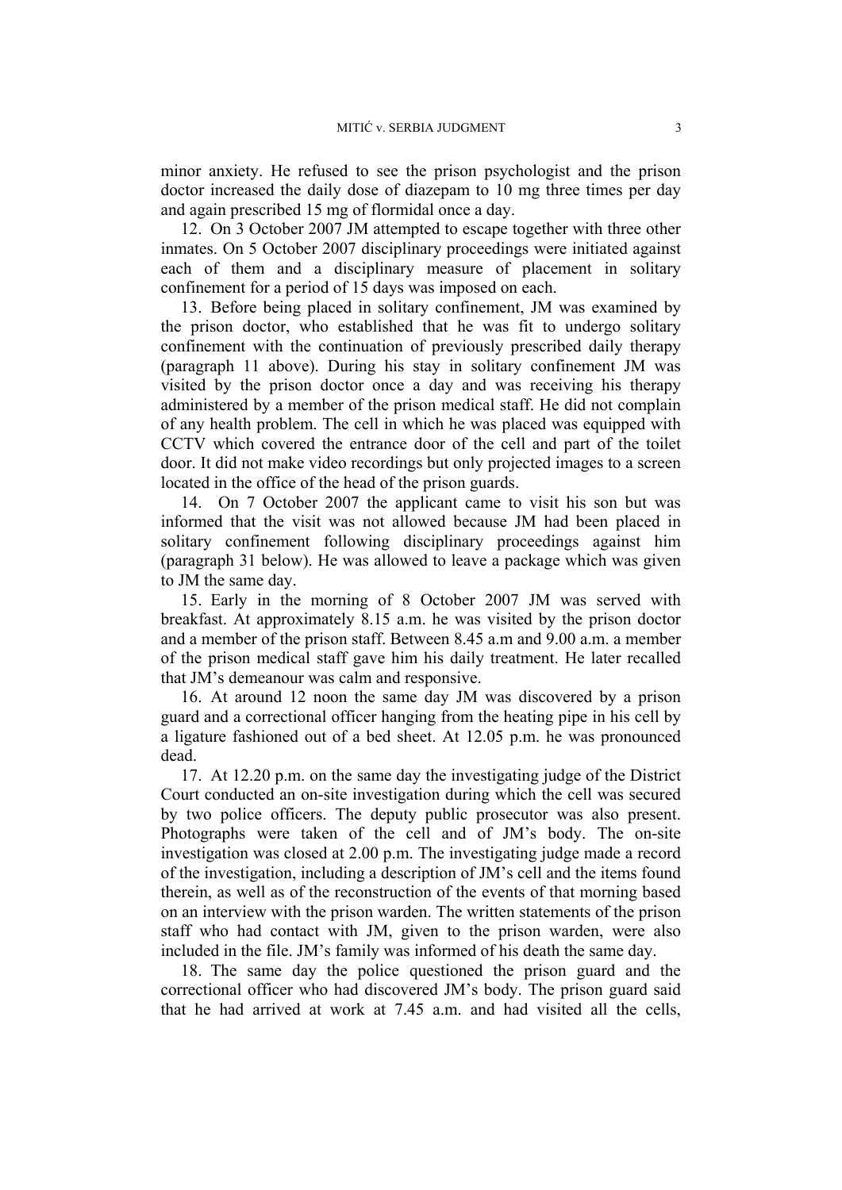minor anxiety. He refused to see the prison psychologist and the prison doctor increased the daily dose of diazepam to 10 mg three times per day and again prescribed 15 mg of flormidal once a day.

12. On 3 October 2007 JM attempted to escape together with three other inmates. On 5 October 2007 disciplinary proceedings were initiated against each of them and a disciplinary measure of placement in solitary confinement for a period of 15 days was imposed on each.

13. Before being placed in solitary confinement, JM was examined by the prison doctor, who established that he was fit to undergo solitary confinement with the continuation of previously prescribed daily therapy (paragraph 11 above). During his stay in solitary confinement JM was visited by the prison doctor once a day and was receiving his therapy administered by a member of the prison medical staff. He did not complain of any health problem. The cell in which he was placed was equipped with CCTV which covered the entrance door of the cell and part of the toilet door. It did not make video recordings but only projected images to a screen located in the office of the head of the prison guards.

14. On 7 October 2007 the applicant came to visit his son but was informed that the visit was not allowed because JM had been placed in solitary confinement following disciplinary proceedings against him (paragraph 31 below). He was allowed to leave a package which was given to JM the same day.

15. Early in the morning of 8 October 2007 JM was served with breakfast. At approximately 8.15 a.m. he was visited by the prison doctor and a member of the prison staff. Between 8.45 a.m and 9.00 a.m. a member of the prison medical staff gave him his daily treatment. He later recalled that JM's demeanour was calm and responsive.

16. At around 12 noon the same day JM was discovered by a prison guard and a correctional officer hanging from the heating pipe in his cell by a ligature fashioned out of a bed sheet. At 12.05 p.m. he was pronounced dead.

17. At 12.20 p.m. on the same day the investigating judge of the District Court conducted an on-site investigation during which the cell was secured by two police officers. The deputy public prosecutor was also present. Photographs were taken of the cell and of JM's body. The on-site investigation was closed at 2.00 p.m. The investigating judge made a record of the investigation, including a description of JM's cell and the items found therein, as well as of the reconstruction of the events of that morning based on an interview with the prison warden. The written statements of the prison staff who had contact with JM, given to the prison warden, were also included in the file. JM's family was informed of his death the same day.

18. The same day the police questioned the prison guard and the correctional officer who had discovered JM's body. The prison guard said that he had arrived at work at 7.45 a.m. and had visited all the cells,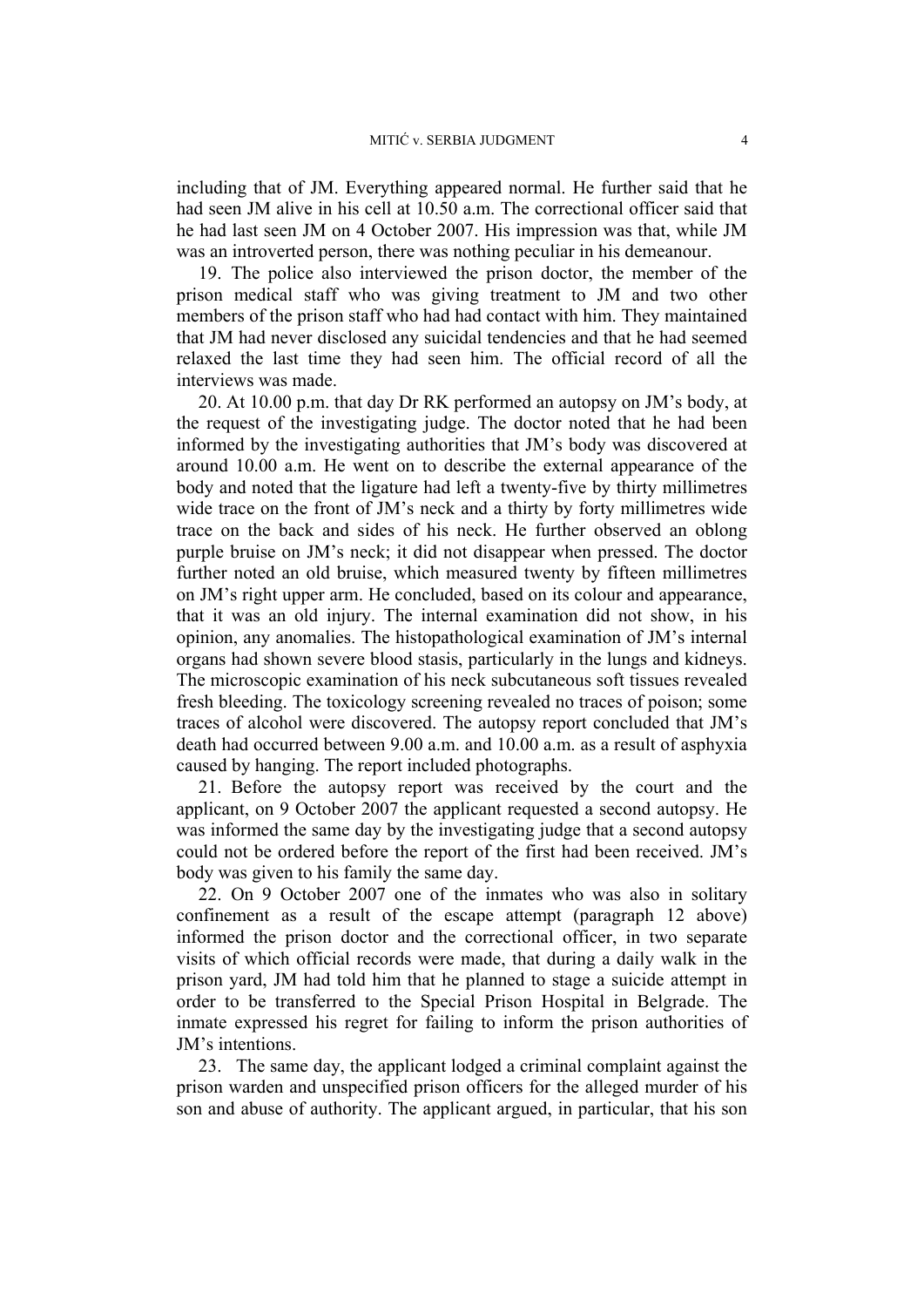including that of JM. Everything appeared normal. He further said that he had seen JM alive in his cell at 10.50 a.m. The correctional officer said that he had last seen JM on 4 October 2007. His impression was that, while JM was an introverted person, there was nothing peculiar in his demeanour.

19. The police also interviewed the prison doctor, the member of the prison medical staff who was giving treatment to JM and two other members of the prison staff who had had contact with him. They maintained that JM had never disclosed any suicidal tendencies and that he had seemed relaxed the last time they had seen him. The official record of all the interviews was made.

20. At 10.00 p.m. that day Dr RK performed an autopsy on JM's body, at the request of the investigating judge. The doctor noted that he had been informed by the investigating authorities that JM's body was discovered at around 10.00 a.m. He went on to describe the external appearance of the body and noted that the ligature had left a twenty-five by thirty millimetres wide trace on the front of JM's neck and a thirty by forty millimetres wide trace on the back and sides of his neck. He further observed an oblong purple bruise on JM's neck; it did not disappear when pressed. The doctor further noted an old bruise, which measured twenty by fifteen millimetres on JM's right upper arm. He concluded, based on its colour and appearance, that it was an old injury. The internal examination did not show, in his opinion, any anomalies. The histopathological examination of JM's internal organs had shown severe blood stasis, particularly in the lungs and kidneys. The microscopic examination of his neck subcutaneous soft tissues revealed fresh bleeding. The toxicology screening revealed no traces of poison; some traces of alcohol were discovered. The autopsy report concluded that JM's death had occurred between 9.00 a.m. and 10.00 a.m. as a result of asphyxia caused by hanging. The report included photographs.

21. Before the autopsy report was received by the court and the applicant, on 9 October 2007 the applicant requested a second autopsy. He was informed the same day by the investigating judge that a second autopsy could not be ordered before the report of the first had been received. JM's body was given to his family the same day.

22. On 9 October 2007 one of the inmates who was also in solitary confinement as a result of the escape attempt (paragraph 12 above) informed the prison doctor and the correctional officer, in two separate visits of which official records were made, that during a daily walk in the prison yard, JM had told him that he planned to stage a suicide attempt in order to be transferred to the Special Prison Hospital in Belgrade. The inmate expressed his regret for failing to inform the prison authorities of JM's intentions.

23. The same day, the applicant lodged a criminal complaint against the prison warden and unspecified prison officers for the alleged murder of his son and abuse of authority. The applicant argued, in particular, that his son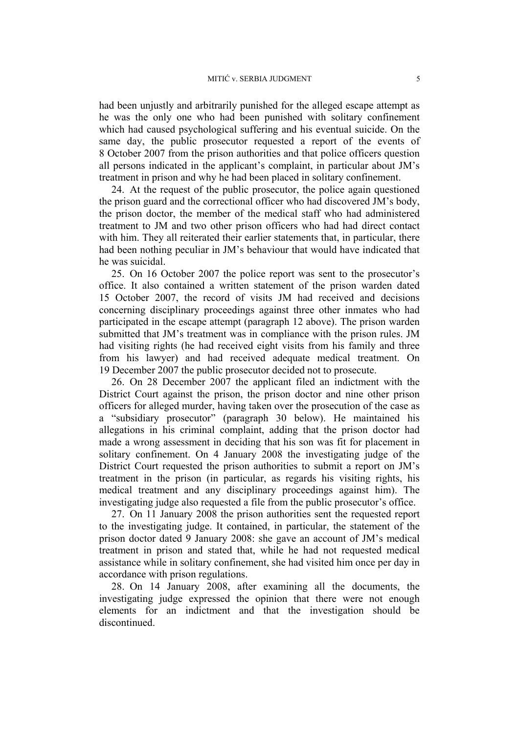had been unjustly and arbitrarily punished for the alleged escape attempt as he was the only one who had been punished with solitary confinement which had caused psychological suffering and his eventual suicide. On the same day, the public prosecutor requested a report of the events of 8 October 2007 from the prison authorities and that police officers question all persons indicated in the applicant's complaint, in particular about JM's treatment in prison and why he had been placed in solitary confinement.

24. At the request of the public prosecutor, the police again questioned the prison guard and the correctional officer who had discovered JM's body, the prison doctor, the member of the medical staff who had administered treatment to JM and two other prison officers who had had direct contact with him. They all reiterated their earlier statements that, in particular, there had been nothing peculiar in JM's behaviour that would have indicated that he was suicidal.

25. On 16 October 2007 the police report was sent to the prosecutor's office. It also contained a written statement of the prison warden dated 15 October 2007, the record of visits JM had received and decisions concerning disciplinary proceedings against three other inmates who had participated in the escape attempt (paragraph 12 above). The prison warden submitted that JM's treatment was in compliance with the prison rules. JM had visiting rights (he had received eight visits from his family and three from his lawyer) and had received adequate medical treatment. On 19 December 2007 the public prosecutor decided not to prosecute.

26. On 28 December 2007 the applicant filed an indictment with the District Court against the prison, the prison doctor and nine other prison officers for alleged murder, having taken over the prosecution of the case as a "subsidiary prosecutor" (paragraph 30 below). He maintained his allegations in his criminal complaint, adding that the prison doctor had made a wrong assessment in deciding that his son was fit for placement in solitary confinement. On 4 January 2008 the investigating judge of the District Court requested the prison authorities to submit a report on JM's treatment in the prison (in particular, as regards his visiting rights, his medical treatment and any disciplinary proceedings against him). The investigating judge also requested a file from the public prosecutor's office.

27. On 11 January 2008 the prison authorities sent the requested report to the investigating judge. It contained, in particular, the statement of the prison doctor dated 9 January 2008: she gave an account of JM's medical treatment in prison and stated that, while he had not requested medical assistance while in solitary confinement, she had visited him once per day in accordance with prison regulations.

28. On 14 January 2008, after examining all the documents, the investigating judge expressed the opinion that there were not enough elements for an indictment and that the investigation should be discontinued.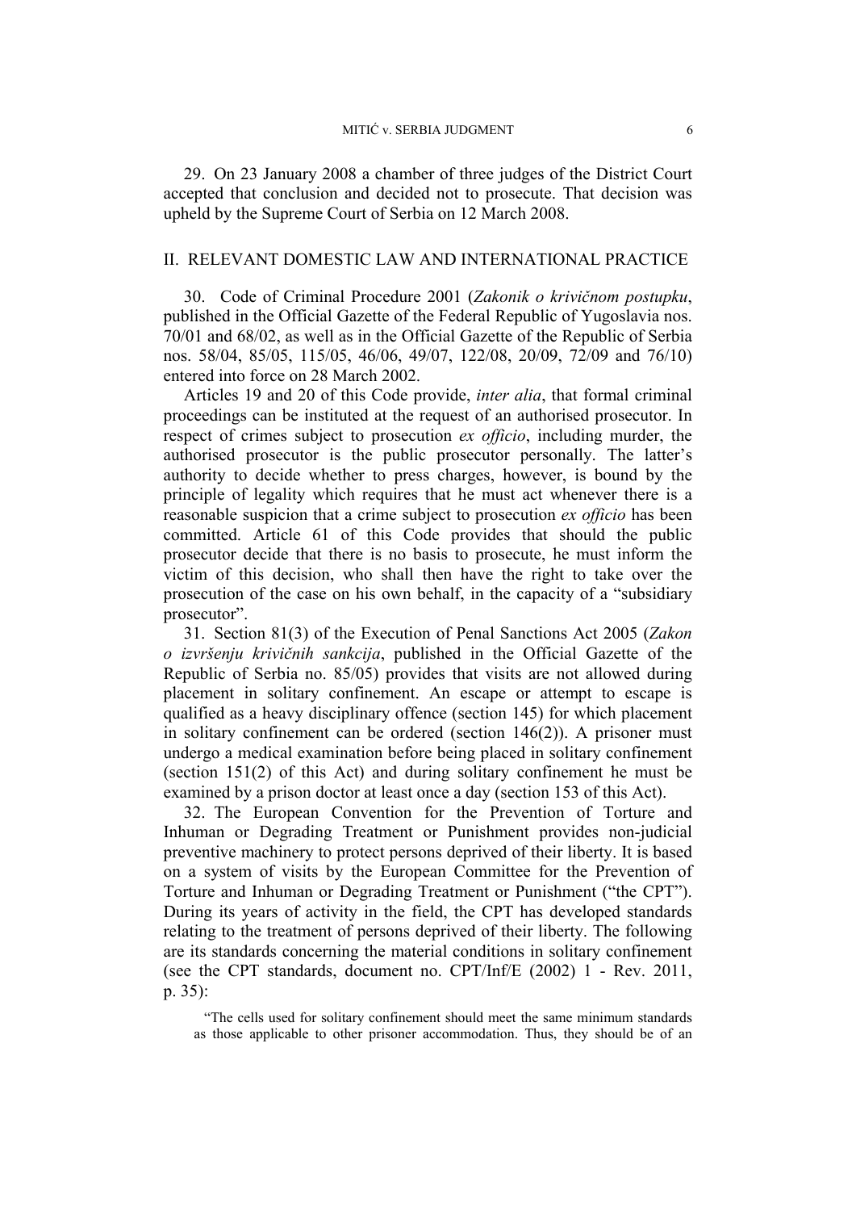29. On 23 January 2008 a chamber of three judges of the District Court accepted that conclusion and decided not to prosecute. That decision was upheld by the Supreme Court of Serbia on 12 March 2008.

## II. RELEVANT DOMESTIC LAW AND INTERNATIONAL PRACTICE

30. Code of Criminal Procedure 2001 (*Zakonik o krivičnom postupku*, published in the Official Gazette of the Federal Republic of Yugoslavia nos. 70/01 and 68/02, as well as in the Official Gazette of the Republic of Serbia nos. 58/04, 85/05, 115/05, 46/06, 49/07, 122/08, 20/09, 72/09 and 76/10) entered into force on 28 March 2002.

Articles 19 and 20 of this Code provide, *inter alia*, that formal criminal proceedings can be instituted at the request of an authorised prosecutor. In respect of crimes subject to prosecution *ex officio*, including murder, the authorised prosecutor is the public prosecutor personally. The latter's authority to decide whether to press charges, however, is bound by the principle of legality which requires that he must act whenever there is a reasonable suspicion that a crime subject to prosecution *ex officio* has been committed. Article 61 of this Code provides that should the public prosecutor decide that there is no basis to prosecute, he must inform the victim of this decision, who shall then have the right to take over the prosecution of the case on his own behalf, in the capacity of a "subsidiary prosecutor".

31. Section 81(3) of the Execution of Penal Sanctions Act 2005 (*Zakon o izvršenju krivičnih sankcija*, published in the Official Gazette of the Republic of Serbia no. 85/05) provides that visits are not allowed during placement in solitary confinement. An escape or attempt to escape is qualified as a heavy disciplinary offence (section 145) for which placement in solitary confinement can be ordered (section 146(2)). A prisoner must undergo a medical examination before being placed in solitary confinement (section 151(2) of this Act) and during solitary confinement he must be examined by a prison doctor at least once a day (section 153 of this Act).

32. The European Convention for the Prevention of Torture and Inhuman or Degrading Treatment or Punishment provides non-judicial preventive machinery to protect persons deprived of their liberty. It is based on a system of visits by the European Committee for the Prevention of Torture and Inhuman or Degrading Treatment or Punishment ("the CPT"). During its years of activity in the field, the CPT has developed standards relating to the treatment of persons deprived of their liberty. The following are its standards concerning the material conditions in solitary confinement (see the CPT standards, document no. CPT/Inf/E (2002) 1 - Rev. 2011, p. 35):

> "The cells used for solitary confinement should meet the same minimum standards as those applicable to other prisoner accommodation. Thus, they should be of an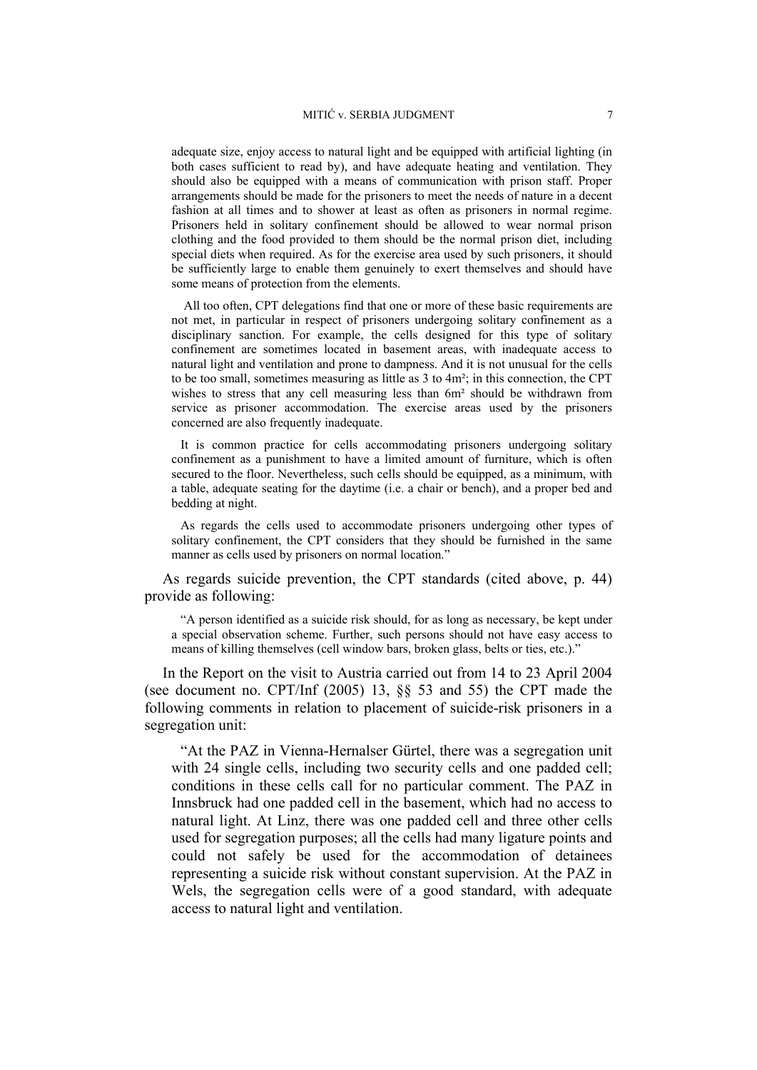adequate size, enjoy access to natural light and be equipped with artificial lighting (in both cases sufficient to read by), and have adequate heating and ventilation. They should also be equipped with a means of communication with prison staff. Proper arrangements should be made for the prisoners to meet the needs of nature in a decent fashion at all times and to shower at least as often as prisoners in normal regime. Prisoners held in solitary confinement should be allowed to wear normal prison clothing and the food provided to them should be the normal prison diet, including special diets when required. As for the exercise area used by such prisoners, it should be sufficiently large to enable them genuinely to exert themselves and should have some means of protection from the elements.

> All too often, CPT delegations find that one or more of these basic requirements are not met, in particular in respect of prisoners undergoing solitary confinement as a disciplinary sanction. For example, the cells designed for this type of solitary confinement are sometimes located in basement areas, with inadequate access to natural light and ventilation and prone to dampness. And it is not unusual for the cells to be too small, sometimes measuring as little as 3 to 4m²; in this connection, the CPT wishes to stress that any cell measuring less than 6m² should be withdrawn from service as prisoner accommodation. The exercise areas used by the prisoners concerned are also frequently inadequate.
>
> It is common practice for cells accommodating prisoners undergoing solitary confinement as a punishment to have a limited amount of furniture, which is often secured to the floor. Nevertheless, such cells should be equipped, as a minimum, with a table, adequate seating for the daytime (i.e. a chair or bench), and a proper bed and bedding at night.
>
> As regards the cells used to accommodate prisoners undergoing other types of solitary confinement, the CPT considers that they should be furnished in the same manner as cells used by prisoners on normal location."

As regards suicide prevention, the CPT standards (cited above, p. 44) provide as following:

> "A person identified as a suicide risk should, for as long as necessary, be kept under a special observation scheme. Further, such persons should not have easy access to means of killing themselves (cell window bars, broken glass, belts or ties, etc.)."

In the Report on the visit to Austria carried out from 14 to 23 April 2004 (see document no. CPT/Inf (2005) 13, §§ 53 and 55) the CPT made the following comments in relation to placement of suicide-risk prisoners in a segregation unit:

> "At the PAZ in Vienna-Hernalser Gürtel, there was a segregation unit with 24 single cells, including two security cells and one padded cell; conditions in these cells call for no particular comment. The PAZ in Innsbruck had one padded cell in the basement, which had no access to natural light. At Linz, there was one padded cell and three other cells used for segregation purposes; all the cells had many ligature points and could not safely be used for the accommodation of detainees representing a suicide risk without constant supervision. At the PAZ in Wels, the segregation cells were of a good standard, with adequate access to natural light and ventilation.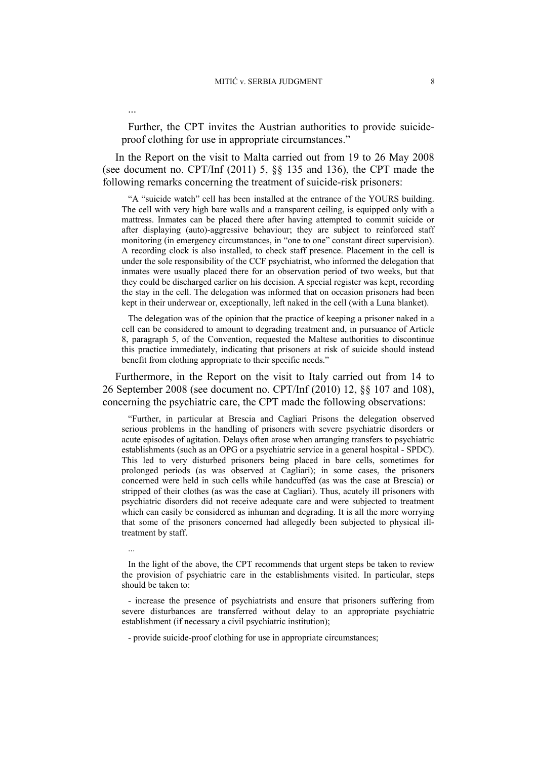...

Further, the CPT invites the Austrian authorities to provide suicide-proof clothing for use in appropriate circumstances."

In the Report on the visit to Malta carried out from 19 to 26 May 2008 (see document no. CPT/Inf (2011) 5, §§ 135 and 136), the CPT made the following remarks concerning the treatment of suicide-risk prisoners:

> "A "suicide watch" cell has been installed at the entrance of the YOURS building. The cell with very high bare walls and a transparent ceiling, is equipped only with a mattress. Inmates can be placed there after having attempted to commit suicide or after displaying (auto)-aggressive behaviour; they are subject to reinforced staff monitoring (in emergency circumstances, in "one to one" constant direct supervision). A recording clock is also installed, to check staff presence. Placement in the cell is under the sole responsibility of the CCF psychiatrist, who informed the delegation that inmates were usually placed there for an observation period of two weeks, but that they could be discharged earlier on his decision. A special register was kept, recording the stay in the cell. The delegation was informed that on occasion prisoners had been kept in their underwear or, exceptionally, left naked in the cell (with a Luna blanket).
>
> The delegation was of the opinion that the practice of keeping a prisoner naked in a cell can be considered to amount to degrading treatment and, in pursuance of Article 8, paragraph 5, of the Convention, requested the Maltese authorities to discontinue this practice immediately, indicating that prisoners at risk of suicide should instead benefit from clothing appropriate to their specific needs."

Furthermore, in the Report on the visit to Italy carried out from 14 to 26 September 2008 (see document no. CPT/Inf (2010) 12, §§ 107 and 108), concerning the psychiatric care, the CPT made the following observations:

> "Further, in particular at Brescia and Cagliari Prisons the delegation observed serious problems in the handling of prisoners with severe psychiatric disorders or acute episodes of agitation. Delays often arose when arranging transfers to psychiatric establishments (such as an OPG or a psychiatric service in a general hospital - SPDC). This led to very disturbed prisoners being placed in bare cells, sometimes for prolonged periods (as was observed at Cagliari); in some cases, the prisoners concerned were held in such cells while handcuffed (as was the case at Brescia) or stripped of their clothes (as was the case at Cagliari). Thus, acutely ill prisoners with psychiatric disorders did not receive adequate care and were subjected to treatment which can easily be considered as inhuman and degrading. It is all the more worrying that some of the prisoners concerned had allegedly been subjected to physical ill-treatment by staff.
>
> ...
>
> In the light of the above, the CPT recommends that urgent steps be taken to review the provision of psychiatric care in the establishments visited. In particular, steps should be taken to:
>
> - increase the presence of psychiatrists and ensure that prisoners suffering from severe disturbances are transferred without delay to an appropriate psychiatric establishment (if necessary a civil psychiatric institution);
>
> - provide suicide-proof clothing for use in appropriate circumstances;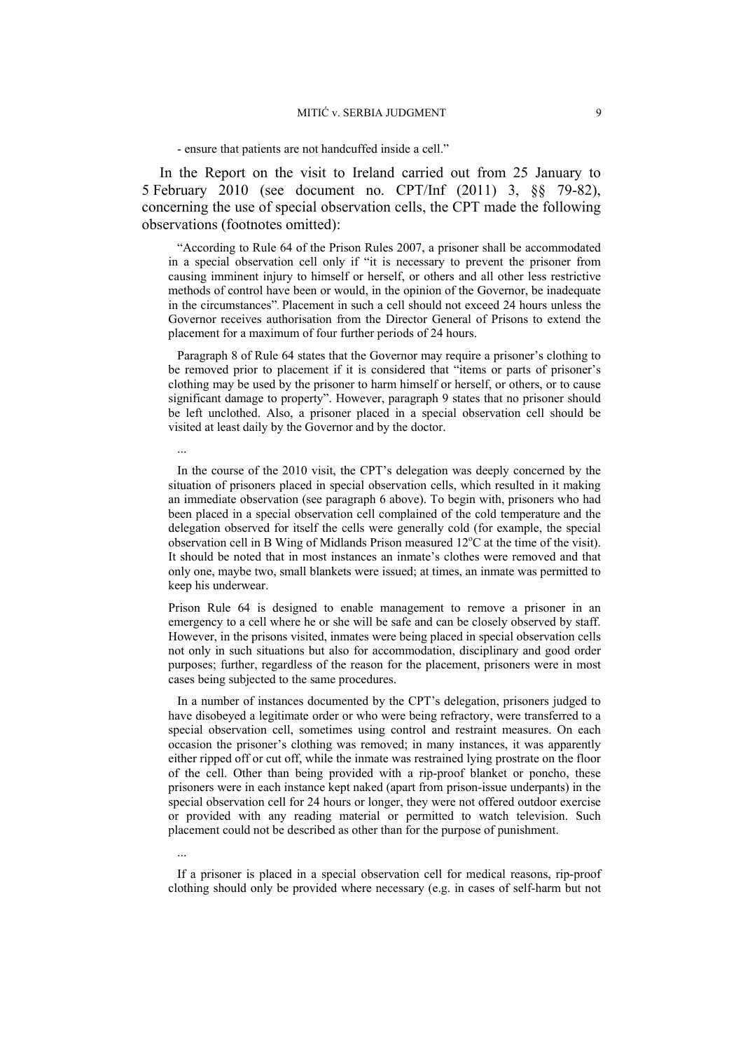- ensure that patients are not handcuffed inside a cell."

In the Report on the visit to Ireland carried out from 25 January to 5 February 2010 (see document no. CPT/Inf (2011) 3, §§ 79-82), concerning the use of special observation cells, the CPT made the following observations (footnotes omitted):

> "According to Rule 64 of the Prison Rules 2007, a prisoner shall be accommodated in a special observation cell only if "it is necessary to prevent the prisoner from causing imminent injury to himself or herself, or others and all other less restrictive methods of control have been or would, in the opinion of the Governor, be inadequate in the circumstances". Placement in such a cell should not exceed 24 hours unless the Governor receives authorisation from the Director General of Prisons to extend the placement for a maximum of four further periods of 24 hours.
>
> Paragraph 8 of Rule 64 states that the Governor may require a prisoner's clothing to be removed prior to placement if it is considered that "items or parts of prisoner's clothing may be used by the prisoner to harm himself or herself, or others, or to cause significant damage to property". However, paragraph 9 states that no prisoner should be left unclothed. Also, a prisoner placed in a special observation cell should be visited at least daily by the Governor and by the doctor.
>
> ...
>
> In the course of the 2010 visit, the CPT's delegation was deeply concerned by the situation of prisoners placed in special observation cells, which resulted in it making an immediate observation (see paragraph 6 above). To begin with, prisoners who had been placed in a special observation cell complained of the cold temperature and the delegation observed for itself the cells were generally cold (for example, the special observation cell in B Wing of Midlands Prison measured 12°C at the time of the visit). It should be noted that in most instances an inmate's clothes were removed and that only one, maybe two, small blankets were issued; at times, an inmate was permitted to keep his underwear.
>
> Prison Rule 64 is designed to enable management to remove a prisoner in an emergency to a cell where he or she will be safe and can be closely observed by staff. However, in the prisons visited, inmates were being placed in special observation cells not only in such situations but also for accommodation, disciplinary and good order purposes; further, regardless of the reason for the placement, prisoners were in most cases being subjected to the same procedures.
>
> In a number of instances documented by the CPT's delegation, prisoners judged to have disobeyed a legitimate order or who were being refractory, were transferred to a special observation cell, sometimes using control and restraint measures. On each occasion the prisoner's clothing was removed; in many instances, it was apparently either ripped off or cut off, while the inmate was restrained lying prostrate on the floor of the cell. Other than being provided with a rip-proof blanket or poncho, these prisoners were in each instance kept naked (apart from prison-issue underpants) in the special observation cell for 24 hours or longer, they were not offered outdoor exercise or provided with any reading material or permitted to watch television. Such placement could not be described as other than for the purpose of punishment.
>
> ...
>
> If a prisoner is placed in a special observation cell for medical reasons, rip-proof clothing should only be provided where necessary (e.g. in cases of self-harm but not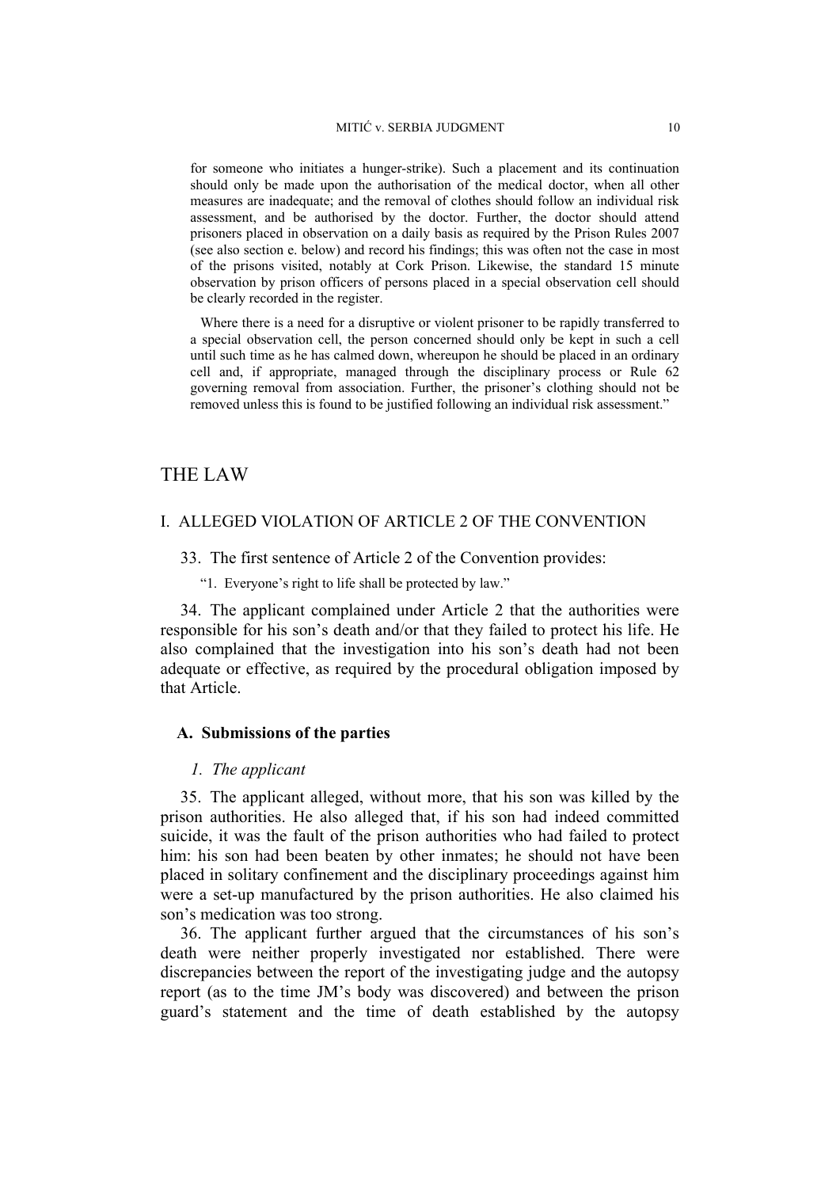for someone who initiates a hunger-strike). Such a placement and its continuation should only be made upon the authorisation of the medical doctor, when all other measures are inadequate; and the removal of clothes should follow an individual risk assessment, and be authorised by the doctor. Further, the doctor should attend prisoners placed in observation on a daily basis as required by the Prison Rules 2007 (see also section e. below) and record his findings; this was often not the case in most of the prisons visited, notably at Cork Prison. Likewise, the standard 15 minute observation by prison officers of persons placed in a special observation cell should be clearly recorded in the register.

Where there is a need for a disruptive or violent prisoner to be rapidly transferred to a special observation cell, the person concerned should only be kept in such a cell until such time as he has calmed down, whereupon he should be placed in an ordinary cell and, if appropriate, managed through the disciplinary process or Rule 62 governing removal from association. Further, the prisoner's clothing should not be removed unless this is found to be justified following an individual risk assessment."

# THE LAW

## I. ALLEGED VIOLATION OF ARTICLE 2 OF THE CONVENTION

33. The first sentence of Article 2 of the Convention provides:

"1. Everyone's right to life shall be protected by law."

34. The applicant complained under Article 2 that the authorities were responsible for his son's death and/or that they failed to protect his life. He also complained that the investigation into his son's death had not been adequate or effective, as required by the procedural obligation imposed by that Article.

### A. Submissions of the parties

#### *1. The applicant*

35. The applicant alleged, without more, that his son was killed by the prison authorities. He also alleged that, if his son had indeed committed suicide, it was the fault of the prison authorities who had failed to protect him: his son had been beaten by other inmates; he should not have been placed in solitary confinement and the disciplinary proceedings against him were a set-up manufactured by the prison authorities. He also claimed his son's medication was too strong.

36. The applicant further argued that the circumstances of his son's death were neither properly investigated nor established. There were discrepancies between the report of the investigating judge and the autopsy report (as to the time JM's body was discovered) and between the prison guard's statement and the time of death established by the autopsy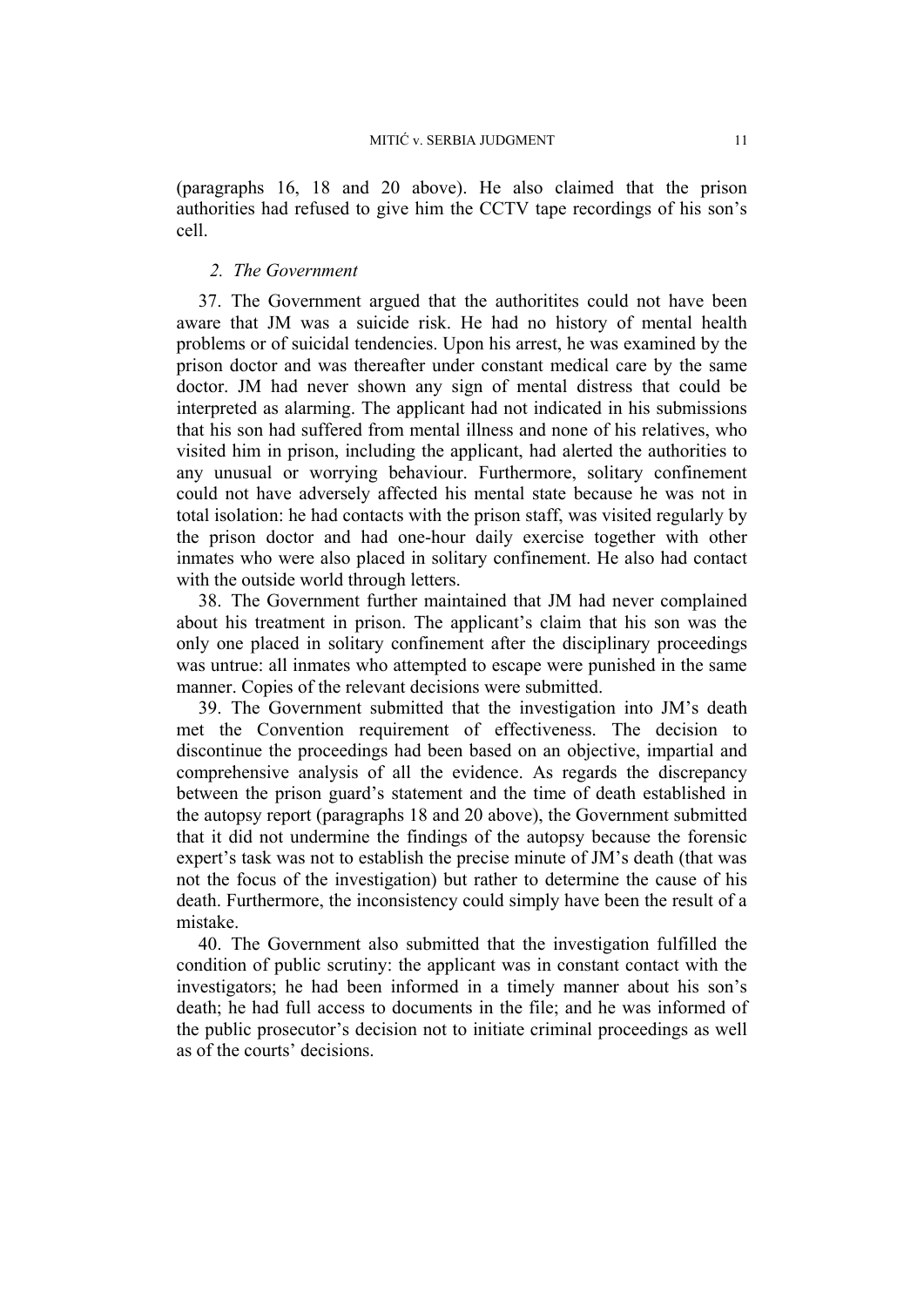(paragraphs 16, 18 and 20 above). He also claimed that the prison authorities had refused to give him the CCTV tape recordings of his son's cell.

### *2. The Government*

37. The Government argued that the authoritites could not have been aware that JM was a suicide risk. He had no history of mental health problems or of suicidal tendencies. Upon his arrest, he was examined by the prison doctor and was thereafter under constant medical care by the same doctor. JM had never shown any sign of mental distress that could be interpreted as alarming. The applicant had not indicated in his submissions that his son had suffered from mental illness and none of his relatives, who visited him in prison, including the applicant, had alerted the authorities to any unusual or worrying behaviour. Furthermore, solitary confinement could not have adversely affected his mental state because he was not in total isolation: he had contacts with the prison staff, was visited regularly by the prison doctor and had one-hour daily exercise together with other inmates who were also placed in solitary confinement. He also had contact with the outside world through letters.

38. The Government further maintained that JM had never complained about his treatment in prison. The applicant's claim that his son was the only one placed in solitary confinement after the disciplinary proceedings was untrue: all inmates who attempted to escape were punished in the same manner. Copies of the relevant decisions were submitted.

39. The Government submitted that the investigation into JM's death met the Convention requirement of effectiveness. The decision to discontinue the proceedings had been based on an objective, impartial and comprehensive analysis of all the evidence. As regards the discrepancy between the prison guard's statement and the time of death established in the autopsy report (paragraphs 18 and 20 above), the Government submitted that it did not undermine the findings of the autopsy because the forensic expert's task was not to establish the precise minute of JM's death (that was not the focus of the investigation) but rather to determine the cause of his death. Furthermore, the inconsistency could simply have been the result of a mistake.

40. The Government also submitted that the investigation fulfilled the condition of public scrutiny: the applicant was in constant contact with the investigators; he had been informed in a timely manner about his son's death; he had full access to documents in the file; and he was informed of the public prosecutor's decision not to initiate criminal proceedings as well as of the courts' decisions.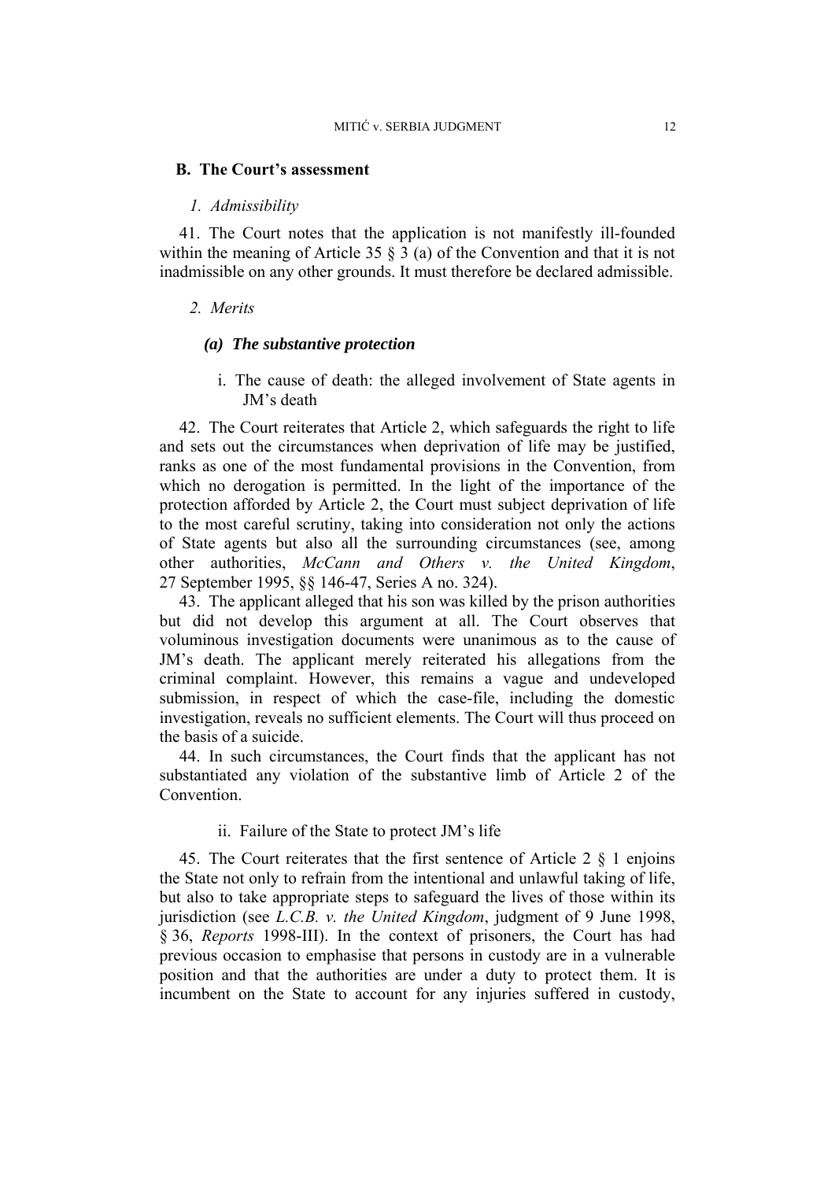## B. The Court's assessment

### *1. Admissibility*

41. The Court notes that the application is not manifestly ill-founded within the meaning of Article 35 § 3 (a) of the Convention and that it is not inadmissible on any other grounds. It must therefore be declared admissible.

### *2. Merits*

#### *(a) The substantive protection*

i. The cause of death: the alleged involvement of State agents in JM's death

42. The Court reiterates that Article 2, which safeguards the right to life and sets out the circumstances when deprivation of life may be justified, ranks as one of the most fundamental provisions in the Convention, from which no derogation is permitted. In the light of the importance of the protection afforded by Article 2, the Court must subject deprivation of life to the most careful scrutiny, taking into consideration not only the actions of State agents but also all the surrounding circumstances (see, among other authorities, *McCann and Others v. the United Kingdom*, 27 September 1995, §§ 146-47, Series A no. 324).

43. The applicant alleged that his son was killed by the prison authorities but did not develop this argument at all. The Court observes that voluminous investigation documents were unanimous as to the cause of JM's death. The applicant merely reiterated his allegations from the criminal complaint. However, this remains a vague and undeveloped submission, in respect of which the case-file, including the domestic investigation, reveals no sufficient elements. The Court will thus proceed on the basis of a suicide.

44. In such circumstances, the Court finds that the applicant has not substantiated any violation of the substantive limb of Article 2 of the Convention.

ii. Failure of the State to protect JM's life

45. The Court reiterates that the first sentence of Article 2 § 1 enjoins the State not only to refrain from the intentional and unlawful taking of life, but also to take appropriate steps to safeguard the lives of those within its jurisdiction (see *L.C.B. v. the United Kingdom*, judgment of 9 June 1998, § 36, *Reports* 1998-III). In the context of prisoners, the Court has had previous occasion to emphasise that persons in custody are in a vulnerable position and that the authorities are under a duty to protect them. It is incumbent on the State to account for any injuries suffered in custody,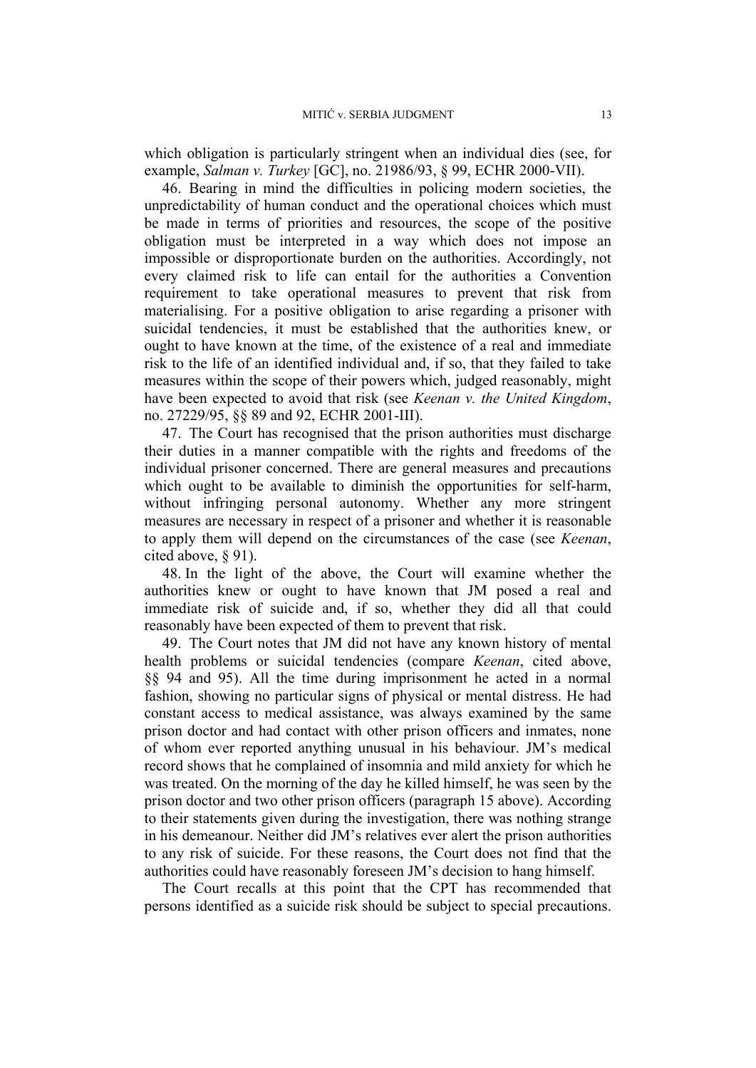which obligation is particularly stringent when an individual dies (see, for example, *Salman v. Turkey* [GC], no. 21986/93, § 99, ECHR 2000-VII).

46. Bearing in mind the difficulties in policing modern societies, the unpredictability of human conduct and the operational choices which must be made in terms of priorities and resources, the scope of the positive obligation must be interpreted in a way which does not impose an impossible or disproportionate burden on the authorities. Accordingly, not every claimed risk to life can entail for the authorities a Convention requirement to take operational measures to prevent that risk from materialising. For a positive obligation to arise regarding a prisoner with suicidal tendencies, it must be established that the authorities knew, or ought to have known at the time, of the existence of a real and immediate risk to the life of an identified individual and, if so, that they failed to take measures within the scope of their powers which, judged reasonably, might have been expected to avoid that risk (see *Keenan v. the United Kingdom*, no. 27229/95, §§ 89 and 92, ECHR 2001-III).

47. The Court has recognised that the prison authorities must discharge their duties in a manner compatible with the rights and freedoms of the individual prisoner concerned. There are general measures and precautions which ought to be available to diminish the opportunities for self-harm, without infringing personal autonomy. Whether any more stringent measures are necessary in respect of a prisoner and whether it is reasonable to apply them will depend on the circumstances of the case (see *Keenan*, cited above, § 91).

48. In the light of the above, the Court will examine whether the authorities knew or ought to have known that JM posed a real and immediate risk of suicide and, if so, whether they did all that could reasonably have been expected of them to prevent that risk.

49. The Court notes that JM did not have any known history of mental health problems or suicidal tendencies (compare *Keenan*, cited above, §§ 94 and 95). All the time during imprisonment he acted in a normal fashion, showing no particular signs of physical or mental distress. He had constant access to medical assistance, was always examined by the same prison doctor and had contact with other prison officers and inmates, none of whom ever reported anything unusual in his behaviour. JM's medical record shows that he complained of insomnia and mild anxiety for which he was treated. On the morning of the day he killed himself, he was seen by the prison doctor and two other prison officers (paragraph 15 above). According to their statements given during the investigation, there was nothing strange in his demeanour. Neither did JM's relatives ever alert the prison authorities to any risk of suicide. For these reasons, the Court does not find that the authorities could have reasonably foreseen JM's decision to hang himself.

The Court recalls at this point that the CPT has recommended that persons identified as a suicide risk should be subject to special precautions.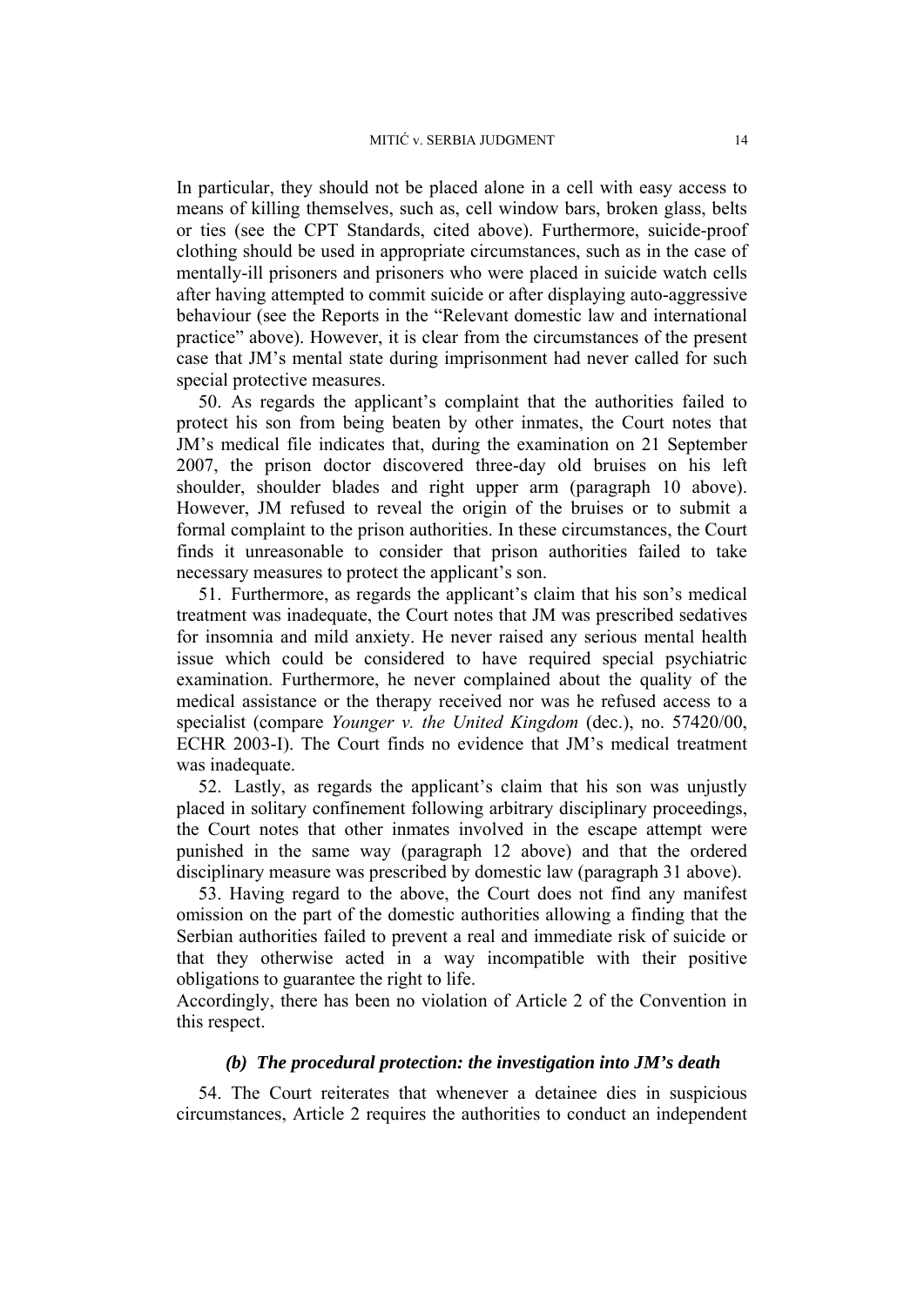In particular, they should not be placed alone in a cell with easy access to means of killing themselves, such as, cell window bars, broken glass, belts or ties (see the CPT Standards, cited above). Furthermore, suicide-proof clothing should be used in appropriate circumstances, such as in the case of mentally-ill prisoners and prisoners who were placed in suicide watch cells after having attempted to commit suicide or after displaying auto-aggressive behaviour (see the Reports in the "Relevant domestic law and international practice" above). However, it is clear from the circumstances of the present case that JM's mental state during imprisonment had never called for such special protective measures.

50. As regards the applicant's complaint that the authorities failed to protect his son from being beaten by other inmates, the Court notes that JM's medical file indicates that, during the examination on 21 September 2007, the prison doctor discovered three-day old bruises on his left shoulder, shoulder blades and right upper arm (paragraph 10 above). However, JM refused to reveal the origin of the bruises or to submit a formal complaint to the prison authorities. In these circumstances, the Court finds it unreasonable to consider that prison authorities failed to take necessary measures to protect the applicant's son.

51. Furthermore, as regards the applicant's claim that his son's medical treatment was inadequate, the Court notes that JM was prescribed sedatives for insomnia and mild anxiety. He never raised any serious mental health issue which could be considered to have required special psychiatric examination. Furthermore, he never complained about the quality of the medical assistance or the therapy received nor was he refused access to a specialist (compare *Younger v. the United Kingdom* (dec.), no. 57420/00, ECHR 2003-I). The Court finds no evidence that JM's medical treatment was inadequate.

52. Lastly, as regards the applicant's claim that his son was unjustly placed in solitary confinement following arbitrary disciplinary proceedings, the Court notes that other inmates involved in the escape attempt were punished in the same way (paragraph 12 above) and that the ordered disciplinary measure was prescribed by domestic law (paragraph 31 above).

53. Having regard to the above, the Court does not find any manifest omission on the part of the domestic authorities allowing a finding that the Serbian authorities failed to prevent a real and immediate risk of suicide or that they otherwise acted in a way incompatible with their positive obligations to guarantee the right to life.
Accordingly, there has been no violation of Article 2 of the Convention in this respect.

#### *(b) The procedural protection: the investigation into JM's death*

54. The Court reiterates that whenever a detainee dies in suspicious circumstances, Article 2 requires the authorities to conduct an independent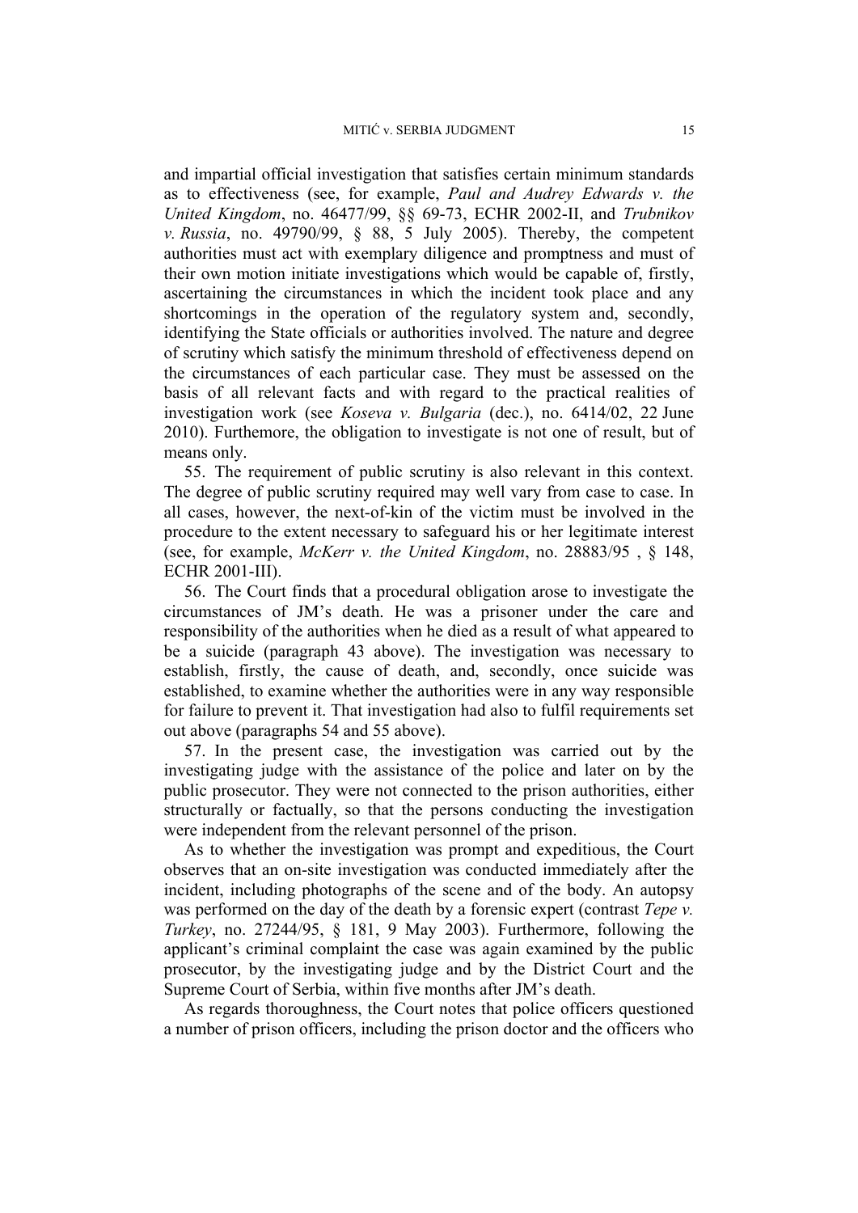and impartial official investigation that satisfies certain minimum standards as to effectiveness (see, for example, *Paul and Audrey Edwards v. the United Kingdom*, no. 46477/99, §§ 69-73, ECHR 2002-II, and *Trubnikov v. Russia*, no. 49790/99, § 88, 5 July 2005). Thereby, the competent authorities must act with exemplary diligence and promptness and must of their own motion initiate investigations which would be capable of, firstly, ascertaining the circumstances in which the incident took place and any shortcomings in the operation of the regulatory system and, secondly, identifying the State officials or authorities involved. The nature and degree of scrutiny which satisfy the minimum threshold of effectiveness depend on the circumstances of each particular case. They must be assessed on the basis of all relevant facts and with regard to the practical realities of investigation work (see *Koseva v. Bulgaria* (dec.), no. 6414/02, 22 June 2010). Furthermore, the obligation to investigate is not one of result, but of means only.

55. The requirement of public scrutiny is also relevant in this context. The degree of public scrutiny required may well vary from case to case. In all cases, however, the next-of-kin of the victim must be involved in the procedure to the extent necessary to safeguard his or her legitimate interest (see, for example, *McKerr v. the United Kingdom*, no. 28883/95 , § 148, ECHR 2001-III).

56. The Court finds that a procedural obligation arose to investigate the circumstances of JM's death. He was a prisoner under the care and responsibility of the authorities when he died as a result of what appeared to be a suicide (paragraph 43 above). The investigation was necessary to establish, firstly, the cause of death, and, secondly, once suicide was established, to examine whether the authorities were in any way responsible for failure to prevent it. That investigation had also to fulfil requirements set out above (paragraphs 54 and 55 above).

57. In the present case, the investigation was carried out by the investigating judge with the assistance of the police and later on by the public prosecutor. They were not connected to the prison authorities, either structurally or factually, so that the persons conducting the investigation were independent from the relevant personnel of the prison.

As to whether the investigation was prompt and expeditious, the Court observes that an on-site investigation was conducted immediately after the incident, including photographs of the scene and of the body. An autopsy was performed on the day of the death by a forensic expert (contrast *Tepe v. Turkey*, no. 27244/95, § 181, 9 May 2003). Furthermore, following the applicant's criminal complaint the case was again examined by the public prosecutor, by the investigating judge and by the District Court and the Supreme Court of Serbia, within five months after JM's death.

As regards thoroughness, the Court notes that police officers questioned a number of prison officers, including the prison doctor and the officers who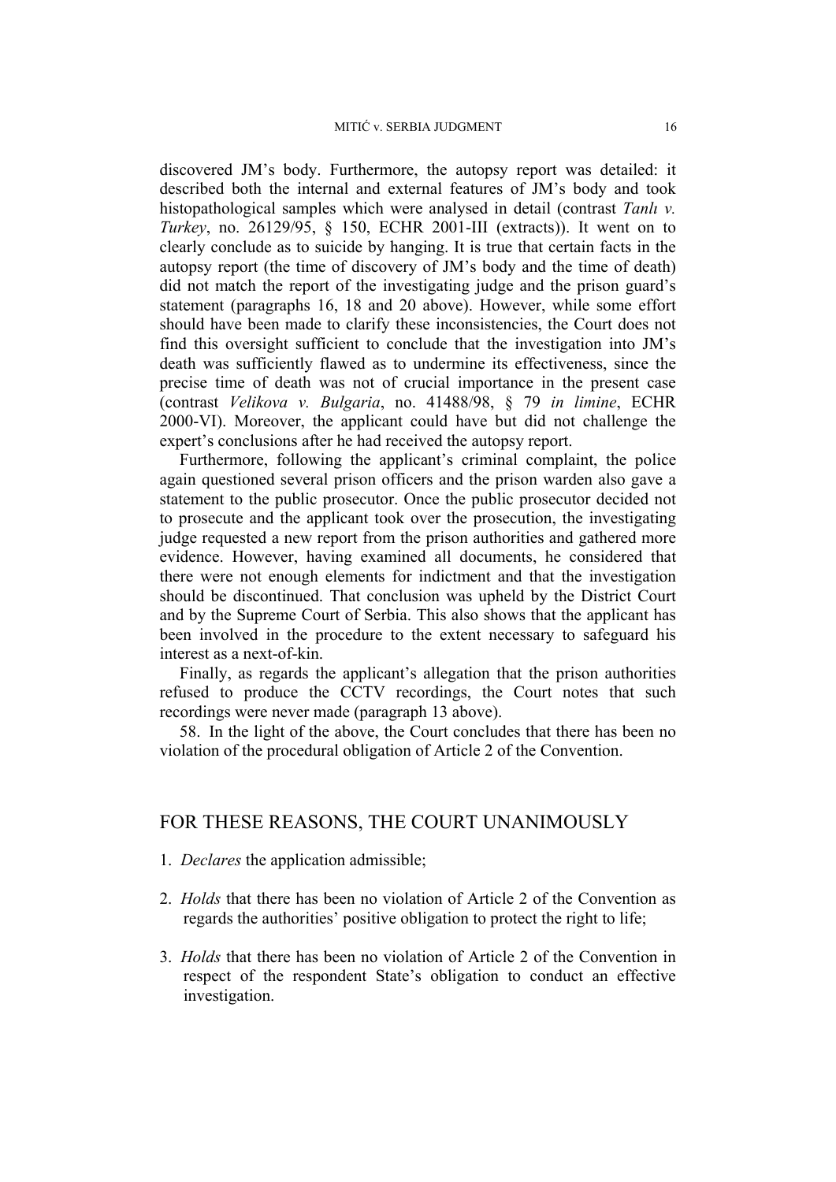discovered JM's body. Furthermore, the autopsy report was detailed: it described both the internal and external features of JM's body and took histopathological samples which were analysed in detail (contrast *Tanlı v. Turkey*, no. 26129/95, § 150, ECHR 2001-III (extracts)). It went on to clearly conclude as to suicide by hanging. It is true that certain facts in the autopsy report (the time of discovery of JM's body and the time of death) did not match the report of the investigating judge and the prison guard's statement (paragraphs 16, 18 and 20 above). However, while some effort should have been made to clarify these inconsistencies, the Court does not find this oversight sufficient to conclude that the investigation into JM's death was sufficiently flawed as to undermine its effectiveness, since the precise time of death was not of crucial importance in the present case (contrast *Velikova v. Bulgaria*, no. 41488/98, § 79 *in limine*, ECHR 2000-VI). Moreover, the applicant could have but did not challenge the expert's conclusions after he had received the autopsy report.

Furthermore, following the applicant's criminal complaint, the police again questioned several prison officers and the prison warden also gave a statement to the public prosecutor. Once the public prosecutor decided not to prosecute and the applicant took over the prosecution, the investigating judge requested a new report from the prison authorities and gathered more evidence. However, having examined all documents, he considered that there were not enough elements for indictment and that the investigation should be discontinued. That conclusion was upheld by the District Court and by the Supreme Court of Serbia. This also shows that the applicant has been involved in the procedure to the extent necessary to safeguard his interest as a next-of-kin.

Finally, as regards the applicant's allegation that the prison authorities refused to produce the CCTV recordings, the Court notes that such recordings were never made (paragraph 13 above).

58. In the light of the above, the Court concludes that there has been no violation of the procedural obligation of Article 2 of the Convention.

## FOR THESE REASONS, THE COURT UNANIMOUSLY

1. *Declares* the application admissible;

2. *Holds* that there has been no violation of Article 2 of the Convention as regards the authorities' positive obligation to protect the right to life;

3. *Holds* that there has been no violation of Article 2 of the Convention in respect of the respondent State's obligation to conduct an effective investigation.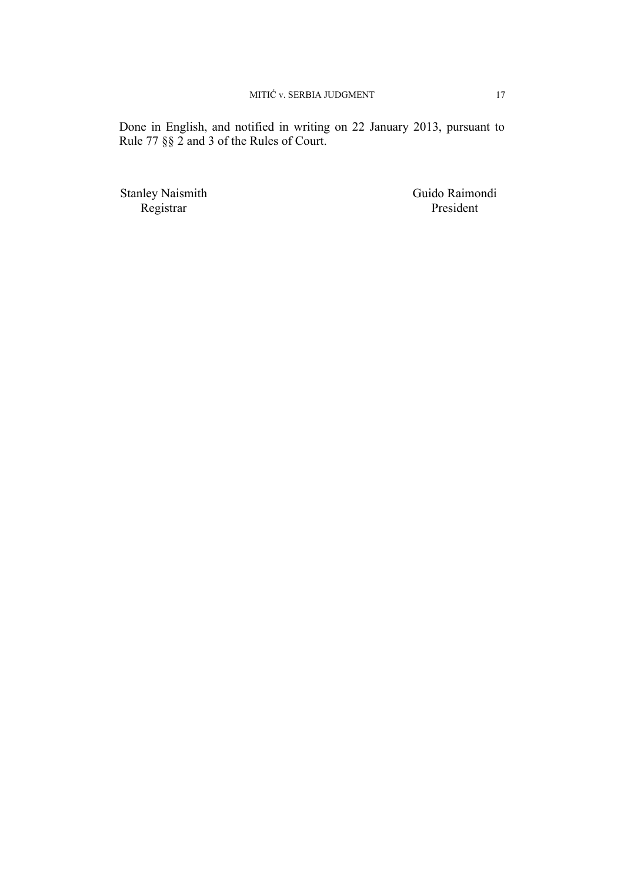Done in English, and notified in writing on 22 January 2013, pursuant to Rule 77 §§ 2 and 3 of the Rules of Court.

| | |
|---|---|
| Stanley Naismith | Guido Raimondi |
| Registrar | President |